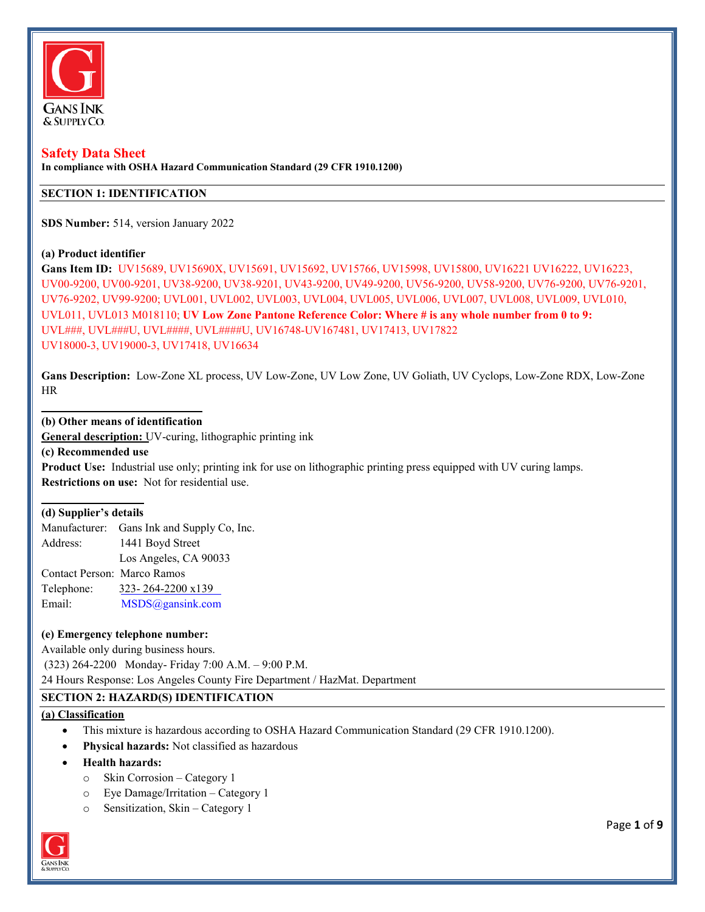# Safety Data Sheet

**In compliance with OSHA Hazard Communication Standard (29 CFR 1910.1200)**

## SECTION 1: IDENTIFICATION

**SDS Number:** 514, version January 2022

**(a) Product identifier**

**Gans Item ID:** UV15689, UV15690X, UV15691, UV15692, UV15766, UV15998, UV15800, UV16221 UV16222, UV16223, UV00-9200, UV00-9201, UV38-9200, UV38-9201, UV43-9200, UV49-9200, UV56-9200, UV58-9200, UV76-9200, UV76-9201, UV76-9202, UV99-9200; UVL001, UVL002, UVL003, UVL004, UVL005, UVL006, UVL007, UVL008, UVL009, UVL010, UVL011, UVL013 M018110; **UV Low Zone Pantone Reference Color: Where # is any whole number from 0 to 9:** UVL###, UVL###U, UVL####, UVL####U, UV16748-UV167481, UV17413, UV17822 UV18000-3, UV19000-3, UV17418, UV16634

**Gans Description:** Low-Zone XL process, UV Low-Zone, UV Low Zone, UV Goliath, UV Cyclops, Low-Zone RDX, Low-Zone HR

**(b) Other means of identification**

**General description:** UV-curing, lithographic printing ink

**(c) Recommended use**

**Product Use:** Industrial use only; printing ink for use on lithographic printing press equipped with UV curing lamps.

**Restrictions on use:** Not for residential use.

**(d) Supplier's details**

Manufacturer: Gans Ink and Supply Co, Inc.
Address: 1441 Boyd Street
Los Angeles, CA 90033
Contact Person: Marco Ramos
Telephone: 323- 264-2200 x139
Email: MSDS@gansink.com

**(e) Emergency telephone number:**

Available only during business hours.
(323) 264-2200 Monday- Friday 7:00 A.M. – 9:00 P.M.
24 Hours Response: Los Angeles County Fire Department / HazMat. Department

## SECTION 2: HAZARD(S) IDENTIFICATION

**(a) Classification**

- This mixture is hazardous according to OSHA Hazard Communication Standard (29 CFR 1910.1200).
- **Physical hazards:** Not classified as hazardous
- **Health hazards:**
  - Skin Corrosion – Category 1
  - Eye Damage/Irritation – Category 1
  - Sensitization, Skin – Category 1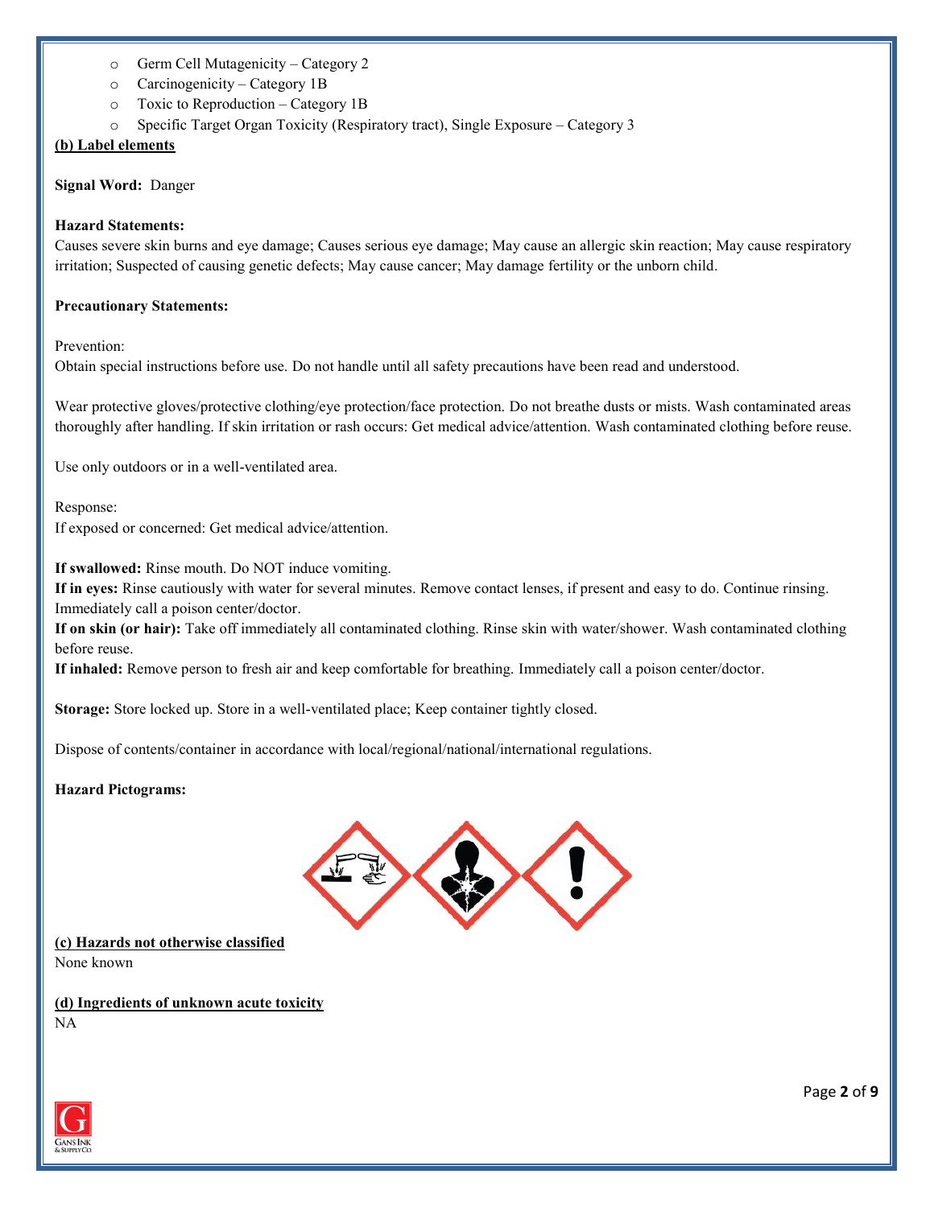- Germ Cell Mutagenicity – Category 2
- Carcinogenicity – Category 1B
- Toxic to Reproduction – Category 1B
- Specific Target Organ Toxicity (Respiratory tract), Single Exposure – Category 3

**(b) Label elements**

**Signal Word:** Danger

**Hazard Statements:**
Causes severe skin burns and eye damage; Causes serious eye damage; May cause an allergic skin reaction; May cause respiratory irritation; Suspected of causing genetic defects; May cause cancer; May damage fertility or the unborn child.

**Precautionary Statements:**

Prevention:
Obtain special instructions before use. Do not handle until all safety precautions have been read and understood.

Wear protective gloves/protective clothing/eye protection/face protection. Do not breathe dusts or mists. Wash contaminated areas thoroughly after handling. If skin irritation or rash occurs: Get medical advice/attention. Wash contaminated clothing before reuse.

Use only outdoors or in a well-ventilated area.

Response:
If exposed or concerned: Get medical advice/attention.

**If swallowed:** Rinse mouth. Do NOT induce vomiting.
**If in eyes:** Rinse cautiously with water for several minutes. Remove contact lenses, if present and easy to do. Continue rinsing. Immediately call a poison center/doctor.
**If on skin (or hair):** Take off immediately all contaminated clothing. Rinse skin with water/shower. Wash contaminated clothing before reuse.
**If inhaled:** Remove person to fresh air and keep comfortable for breathing. Immediately call a poison center/doctor.

**Storage:** Store locked up. Store in a well-ventilated place; Keep container tightly closed.

Dispose of contents/container in accordance with local/regional/national/international regulations.

**Hazard Pictograms:**

**(c) Hazards not otherwise classified**
None known

**(d) Ingredients of unknown acute toxicity**
NA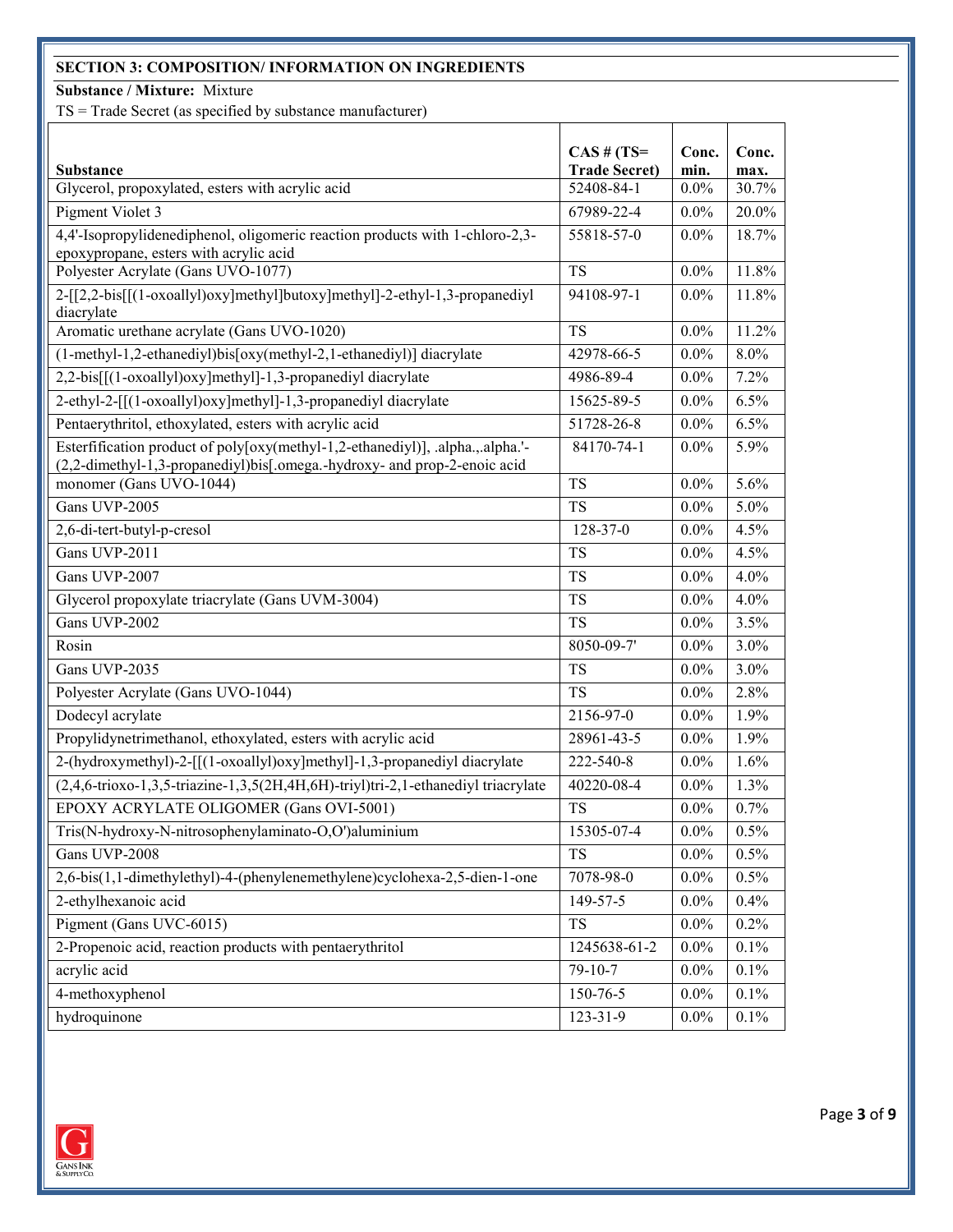## SECTION 3: COMPOSITION/ INFORMATION ON INGREDIENTS

**Substance / Mixture:** Mixture

TS = Trade Secret (as specified by substance manufacturer)

| Substance | CAS # (TS= Trade Secret) | Conc. min. | Conc. max. |
|---|---|---|---|
| Glycerol, propoxylated, esters with acrylic acid | 52408-84-1 | 0.0% | 30.7% |
| Pigment Violet 3 | 67989-22-4 | 0.0% | 20.0% |
| 4,4'-Isopropylidenediphenol, oligomeric reaction products with 1-chloro-2,3-epoxypropane, esters with acrylic acid | 55818-57-0 | 0.0% | 18.7% |
| Polyester Acrylate (Gans UVO-1077) | TS | 0.0% | 11.8% |
| 2-[[2,2-bis[[(1-oxoallyl)oxy]methyl]butoxy]methyl]-2-ethyl-1,3-propanediyl diacrylate | 94108-97-1 | 0.0% | 11.8% |
| Aromatic urethane acrylate (Gans UVO-1020) | TS | 0.0% | 11.2% |
| (1-methyl-1,2-ethanediyl)bis[oxy(methyl-2,1-ethanediyl)] diacrylate | 42978-66-5 | 0.0% | 8.0% |
| 2,2-bis[[(1-oxoallyl)oxy]methyl]-1,3-propanediyl diacrylate | 4986-89-4 | 0.0% | 7.2% |
| 2-ethyl-2-[[(1-oxoallyl)oxy]methyl]-1,3-propanediyl diacrylate | 15625-89-5 | 0.0% | 6.5% |
| Pentaerythritol, ethoxylated, esters with acrylic acid | 51728-26-8 | 0.0% | 6.5% |
| Esterification product of poly[oxy(methyl-1,2-ethanediyl)], .alpha.,.alpha.'-(2,2-dimethyl-1,3-propanediyl)bis[.omega.-hydroxy- and prop-2-enoic acid | 84170-74-1 | 0.0% | 5.9% |
| monomer (Gans UVO-1044) | TS | 0.0% | 5.6% |
| Gans UVP-2005 | TS | 0.0% | 5.0% |
| 2,6-di-tert-butyl-p-cresol | 128-37-0 | 0.0% | 4.5% |
| Gans UVP-2011 | TS | 0.0% | 4.5% |
| Gans UVP-2007 | TS | 0.0% | 4.0% |
| Glycerol propoxylate triacrylate (Gans UVM-3004) | TS | 0.0% | 4.0% |
| Gans UVP-2002 | TS | 0.0% | 3.5% |
| Rosin | 8050-09-7' | 0.0% | 3.0% |
| Gans UVP-2035 | TS | 0.0% | 3.0% |
| Polyester Acrylate (Gans UVO-1044) | TS | 0.0% | 2.8% |
| Dodecyl acrylate | 2156-97-0 | 0.0% | 1.9% |
| Propylidynetrimethanol, ethoxylated, esters with acrylic acid | 28961-43-5 | 0.0% | 1.9% |
| 2-(hydroxymethyl)-2-[[(1-oxoallyl)oxy]methyl]-1,3-propanediyl diacrylate | 222-540-8 | 0.0% | 1.6% |
| (2,4,6-trioxo-1,3,5-triazine-1,3,5(2H,4H,6H)-triyl)tri-2,1-ethanediyl triacrylate | 40220-08-4 | 0.0% | 1.3% |
| EPOXY ACRYLATE OLIGOMER (Gans OVI-5001) | TS | 0.0% | 0.7% |
| Tris(N-hydroxy-N-nitrosophenylaminato-O,O')aluminium | 15305-07-4 | 0.0% | 0.5% |
| Gans UVP-2008 | TS | 0.0% | 0.5% |
| 2,6-bis(1,1-dimethylethyl)-4-(phenylenemethylene)cyclohexa-2,5-dien-1-one | 7078-98-0 | 0.0% | 0.5% |
| 2-ethylhexanoic acid | 149-57-5 | 0.0% | 0.4% |
| Pigment (Gans UVC-6015) | TS | 0.0% | 0.2% |
| 2-Propenoic acid, reaction products with pentaerythritol | 1245638-61-2 | 0.0% | 0.1% |
| acrylic acid | 79-10-7 | 0.0% | 0.1% |
| 4-methoxyphenol | 150-76-5 | 0.0% | 0.1% |
| hydroquinone | 123-31-9 | 0.0% | 0.1% |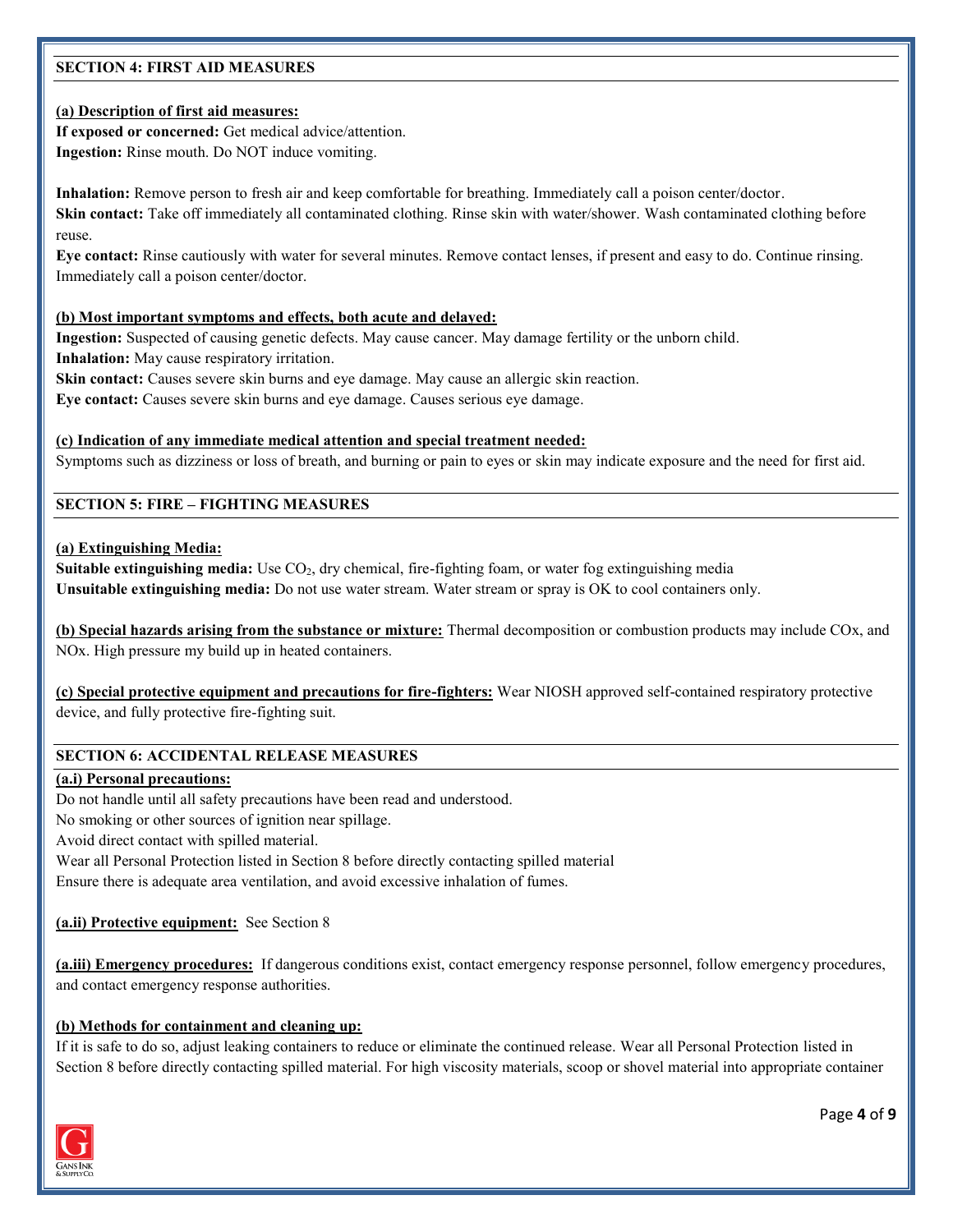## SECTION 4: FIRST AID MEASURES

**(a) Description of first aid measures:**

**If exposed or concerned:** Get medical advice/attention.
**Ingestion:** Rinse mouth. Do NOT induce vomiting.

**Inhalation:** Remove person to fresh air and keep comfortable for breathing. Immediately call a poison center/doctor.
**Skin contact:** Take off immediately all contaminated clothing. Rinse skin with water/shower. Wash contaminated clothing before reuse.
**Eye contact:** Rinse cautiously with water for several minutes. Remove contact lenses, if present and easy to do. Continue rinsing. Immediately call a poison center/doctor.

**(b) Most important symptoms and effects, both acute and delayed:**

**Ingestion:** Suspected of causing genetic defects. May cause cancer. May damage fertility or the unborn child.
**Inhalation:** May cause respiratory irritation.
**Skin contact:** Causes severe skin burns and eye damage. May cause an allergic skin reaction.
**Eye contact:** Causes severe skin burns and eye damage. Causes serious eye damage.

**(c) Indication of any immediate medical attention and special treatment needed:**

Symptoms such as dizziness or loss of breath, and burning or pain to eyes or skin may indicate exposure and the need for first aid.

## SECTION 5: FIRE – FIGHTING MEASURES

**(a) Extinguishing Media:**

**Suitable extinguishing media:** Use $CO_2$, dry chemical, fire-fighting foam, or water fog extinguishing media
**Unsuitable extinguishing media:** Do not use water stream. Water stream or spray is OK to cool containers only.

**(b) Special hazards arising from the substance or mixture:** Thermal decomposition or combustion products may include COx, and NOx. High pressure my build up in heated containers.

**(c) Special protective equipment and precautions for fire-fighters:** Wear NIOSH approved self-contained respiratory protective device, and fully protective fire-fighting suit.

## SECTION 6: ACCIDENTAL RELEASE MEASURES

**(a.i) Personal precautions:**

Do not handle until all safety precautions have been read and understood.
No smoking or other sources of ignition near spillage.
Avoid direct contact with spilled material.
Wear all Personal Protection listed in Section 8 before directly contacting spilled material
Ensure there is adequate area ventilation, and avoid excessive inhalation of fumes.

**(a.ii) Protective equipment:** See Section 8

**(a.iii) Emergency procedures:** If dangerous conditions exist, contact emergency response personnel, follow emergency procedures, and contact emergency response authorities.

**(b) Methods for containment and cleaning up:**

If it is safe to do so, adjust leaking containers to reduce or eliminate the continued release. Wear all Personal Protection listed in Section 8 before directly contacting spilled material. For high viscosity materials, scoop or shovel material into appropriate container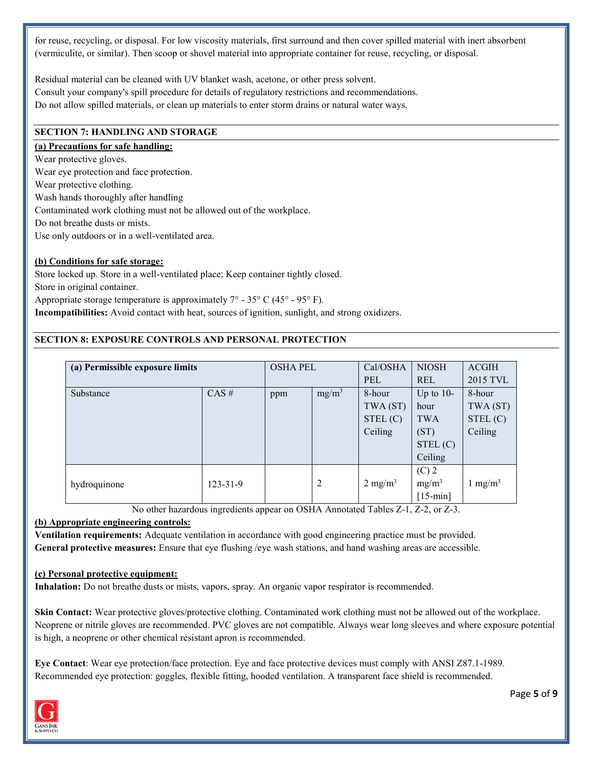for reuse, recycling, or disposal. For low viscosity materials, first surround and then cover spilled material with inert absorbent (vermiculite, or similar). Then scoop or shovel material into appropriate container for reuse, recycling, or disposal.

Residual material can be cleaned with UV blanket wash, acetone, or other press solvent.
Consult your company's spill procedure for details of regulatory restrictions and recommendations.
Do not allow spilled materials, or clean up materials to enter storm drains or natural water ways.

## SECTION 7: HANDLING AND STORAGE

**(a) Precautions for safe handling:**

Wear protective gloves.
Wear eye protection and face protection.
Wear protective clothing.
Wash hands thoroughly after handling
Contaminated work clothing must not be allowed out of the workplace.
Do not breathe dusts or mists.
Use only outdoors or in a well-ventilated area.

**(b) Conditions for safe storage:**

Store locked up. Store in a well-ventilated place; Keep container tightly closed.
Store in original container.
Appropriate storage temperature is approximately 7° - 35° C (45° - 95° F).
**Incompatibilities:** Avoid contact with heat, sources of ignition, sunlight, and strong oxidizers.

## SECTION 8: EXPOSURE CONTROLS AND PERSONAL PROTECTION

| (a) Permissible exposure limits | | OSHA PEL | | Cal/OSHA PEL | NIOSH REL | ACGIH 2015 TVL |
|---|---|---|---|---|---|---|
| Substance | CAS # | ppm | $mg/m^3$ | 8-hour TWA (ST) STEL (C) Ceiling | Up to 10-hour TWA (ST) STEL (C) Ceiling | 8-hour TWA (ST) STEL (C) Ceiling |
| hydroquinone | 123-31-9 | | 2 | 2 $mg/m^3$ | (C) 2 $mg/m^3$ [15-min] | 1 $mg/m^3$ |

No other hazardous ingredients appear on OSHA Annotated Tables Z-1, Z-2, or Z-3.

**(b) Appropriate engineering controls:**

**Ventilation requirements:** Adequate ventilation in accordance with good engineering practice must be provided.
**General protective measures:** Ensure that eye flushing /eye wash stations, and hand washing areas are accessible.

**(c) Personal protective equipment:**

**Inhalation:** Do not breathe dusts or mists, vapors, spray. An organic vapor respirator is recommended.

**Skin Contact:** Wear protective gloves/protective clothing. Contaminated work clothing must not be allowed out of the workplace. Neoprene or nitrile gloves are recommended. PVC gloves are not compatible. Always wear long sleeves and where exposure potential is high, a neoprene or other chemical resistant apron is recommended.

**Eye Contact**: Wear eye protection/face protection. Eye and face protective devices must comply with ANSI Z87.1-1989. Recommended eye protection: goggles, flexible fitting, hooded ventilation. A transparent face shield is recommended.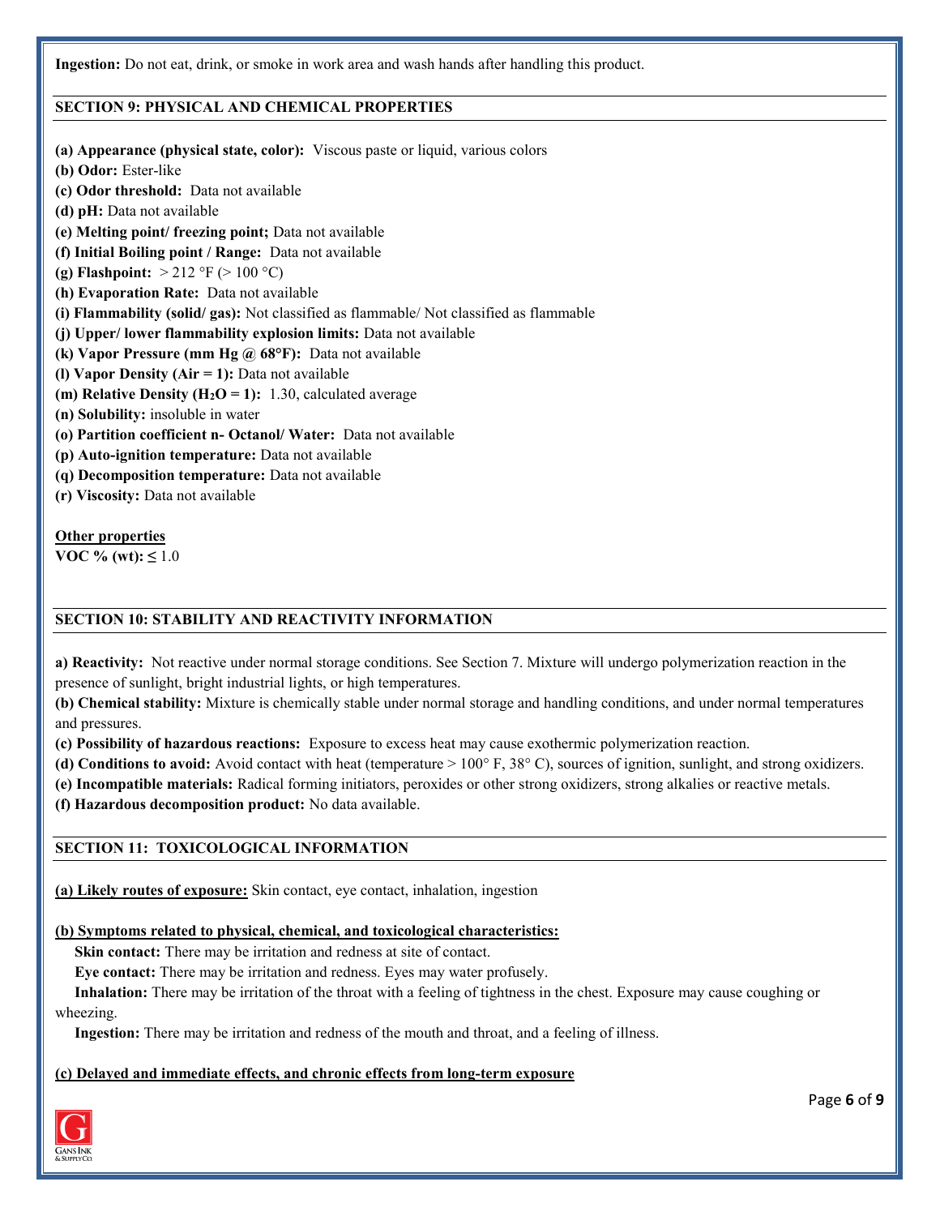**Ingestion:** Do not eat, drink, or smoke in work area and wash hands after handling this product.

## SECTION 9: PHYSICAL AND CHEMICAL PROPERTIES

**(a) Appearance (physical state, color):** Viscous paste or liquid, various colors
**(b) Odor:** Ester-like
**(c) Odor threshold:** Data not available
**(d) pH:** Data not available
**(e) Melting point/ freezing point;** Data not available
**(f) Initial Boiling point / Range:** Data not available
**(g) Flashpoint:** > 212 °F (> 100 °C)
**(h) Evaporation Rate:** Data not available
**(i) Flammability (solid/ gas):** Not classified as flammable/ Not classified as flammable
**(j) Upper/ lower flammability explosion limits:** Data not available
**(k) Vapor Pressure (mm Hg @ 68°F):** Data not available
**(l) Vapor Density (Air = 1):** Data not available
**(m) Relative Density ($H_2O$ = 1):** 1.30, calculated average
**(n) Solubility:** insoluble in water
**(o) Partition coefficient n- Octanol/ Water:** Data not available
**(p) Auto-ignition temperature:** Data not available
**(q) Decomposition temperature:** Data not available
**(r) Viscosity:** Data not available

**Other properties**
**VOC % (wt): ≤** 1.0

## SECTION 10: STABILITY AND REACTIVITY INFORMATION

**a) Reactivity:** Not reactive under normal storage conditions. See Section 7. Mixture will undergo polymerization reaction in the presence of sunlight, bright industrial lights, or high temperatures.
**(b) Chemical stability:** Mixture is chemically stable under normal storage and handling conditions, and under normal temperatures and pressures.
**(c) Possibility of hazardous reactions:** Exposure to excess heat may cause exothermic polymerization reaction.
**(d) Conditions to avoid:** Avoid contact with heat (temperature > 100° F, 38° C), sources of ignition, sunlight, and strong oxidizers.
**(e) Incompatible materials:** Radical forming initiators, peroxides or other strong oxidizers, strong alkalies or reactive metals.
**(f) Hazardous decomposition product:** No data available.

## SECTION 11: TOXICOLOGICAL INFORMATION

**(a) Likely routes of exposure:** Skin contact, eye contact, inhalation, ingestion

**(b) Symptoms related to physical, chemical, and toxicological characteristics:**

**Skin contact:** There may be irritation and redness at site of contact.
**Eye contact:** There may be irritation and redness. Eyes may water profusely.
**Inhalation:** There may be irritation of the throat with a feeling of tightness in the chest. Exposure may cause coughing or wheezing.
**Ingestion:** There may be irritation and redness of the mouth and throat, and a feeling of illness.

**(c) Delayed and immediate effects, and chronic effects from long-term exposure**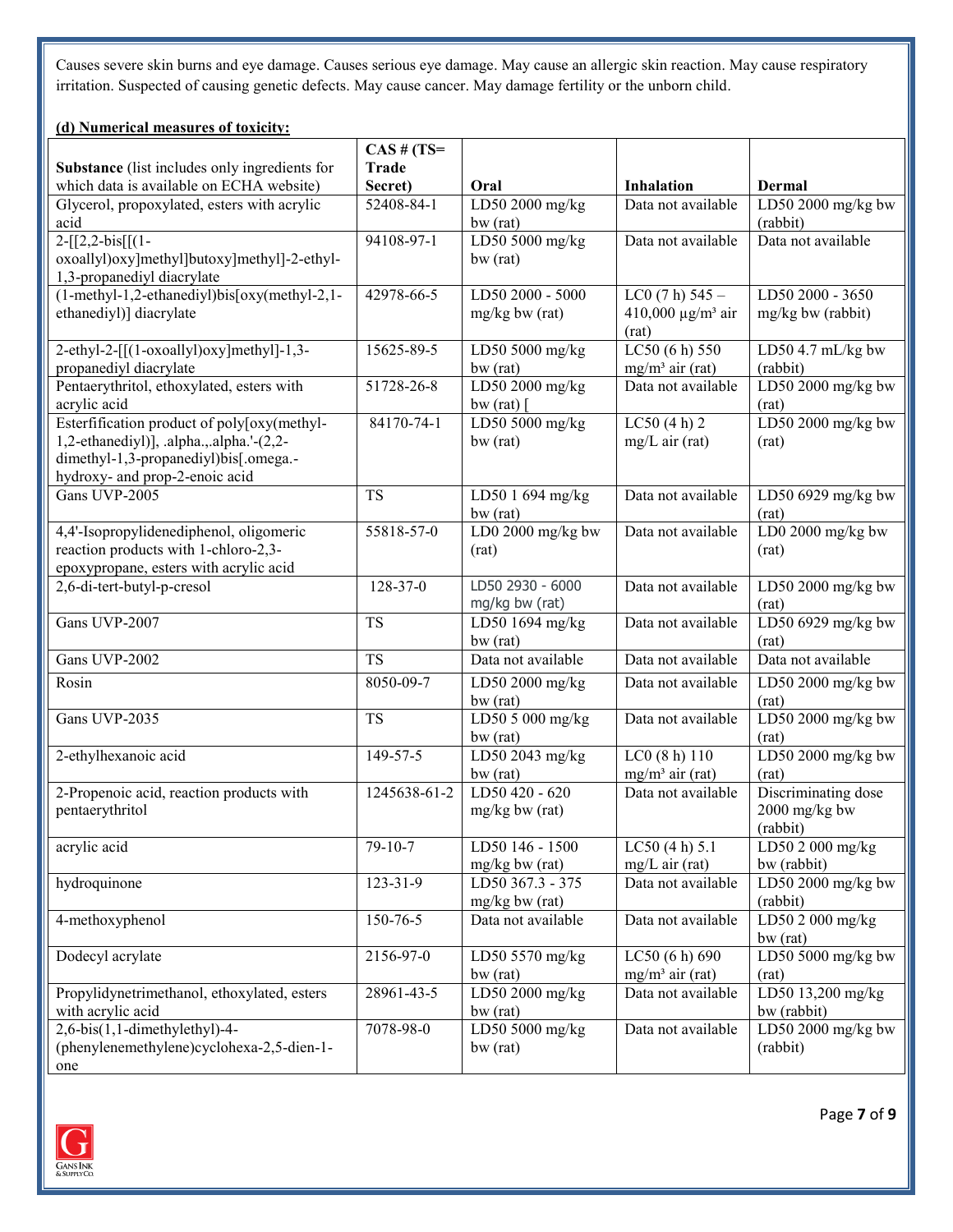Causes severe skin burns and eye damage. Causes serious eye damage. May cause an allergic skin reaction. May cause respiratory irritation. Suspected of causing genetic defects. May cause cancer. May damage fertility or the unborn child.

**(d) Numerical measures of toxicity:**

| **Substance** (list includes only ingredients for which data is available on ECHA website) | **CAS # (TS= Trade Secret)** | **Oral** | **Inhalation** | **Dermal** |
|---|---|---|---|---|
| Glycerol, propoxylated, esters with acrylic acid | 52408-84-1 | LD50 2000 mg/kg bw (rat) | Data not available | LD50 2000 mg/kg bw (rabbit) |
| 2-[[2,2-bis[[(1-oxoallyl)oxy]methyl]butoxy]methyl]-2-ethyl-1,3-propanediyl diacrylate | 94108-97-1 | LD50 5000 mg/kg bw (rat) | Data not available | Data not available |
| (1-methyl-1,2-ethanediyl)bis[oxy(methyl-2,1-ethanediyl)] diacrylate | 42978-66-5 | LD50 2000 - 5000 mg/kg bw (rat) | LC0 (7 h) 545 – 410,000 µg/m³ air (rat) | LD50 2000 - 3650 mg/kg bw (rabbit) |
| 2-ethyl-2-[[(1-oxoallyl)oxy]methyl]-1,3-propanediyl diacrylate | 15625-89-5 | LD50 5000 mg/kg bw (rat) | LC50 (6 h) 550 mg/m³ air (rat) | LD50 4.7 mL/kg bw (rabbit) |
| Pentaerythritol, ethoxylated, esters with acrylic acid | 51728-26-8 | LD50 2000 mg/kg bw (rat) [ | Data not available | LD50 2000 mg/kg bw (rat) |
| Esterfification product of poly[oxy(methyl-1,2-ethanediyl)], .alpha.,.alpha.'-(2,2-dimethyl-1,3-propanediyl)bis[.omega.-hydroxy- and prop-2-enoic acid | 84170-74-1 | LD50 5000 mg/kg bw (rat) | LC50 (4 h) 2 mg/L air (rat) | LD50 2000 mg/kg bw (rat) |
| Gans UVP-2005 | TS | LD50 1 694 mg/kg bw (rat) | Data not available | LD50 6929 mg/kg bw (rat) |
| 4,4'-Isopropylidenediphenol, oligomeric reaction products with 1-chloro-2,3-epoxypropane, esters with acrylic acid | 55818-57-0 | LD0 2000 mg/kg bw (rat) | Data not available | LD0 2000 mg/kg bw (rat) |
| 2,6-di-tert-butyl-p-cresol | 128-37-0 | LD50 2930 - 6000 mg/kg bw (rat) | Data not available | LD50 2000 mg/kg bw (rat) |
| Gans UVP-2007 | TS | LD50 1694 mg/kg bw (rat) | Data not available | LD50 6929 mg/kg bw (rat) |
| Gans UVP-2002 | TS | Data not available | Data not available | Data not available |
| Rosin | 8050-09-7 | LD50 2000 mg/kg bw (rat) | Data not available | LD50 2000 mg/kg bw (rat) |
| Gans UVP-2035 | TS | LD50 5 000 mg/kg bw (rat) | Data not available | LD50 2000 mg/kg bw (rat) |
| 2-ethylhexanoic acid | 149-57-5 | LD50 2043 mg/kg bw (rat) | LC0 (8 h) 110 mg/m³ air (rat) | LD50 2000 mg/kg bw (rat) |
| 2-Propenoic acid, reaction products with pentaerythritol | 1245638-61-2 | LD50 420 - 620 mg/kg bw (rat) | Data not available | Discriminating dose 2000 mg/kg bw (rabbit) |
| acrylic acid | 79-10-7 | LD50 146 - 1500 mg/kg bw (rat) | LC50 (4 h) 5.1 mg/L air (rat) | LD50 2 000 mg/kg bw (rabbit) |
| hydroquinone | 123-31-9 | LD50 367.3 - 375 mg/kg bw (rat) | Data not available | LD50 2000 mg/kg bw (rabbit) |
| 4-methoxyphenol | 150-76-5 | Data not available | Data not available | LD50 2 000 mg/kg bw (rat) |
| Dodecyl acrylate | 2156-97-0 | LD50 5570 mg/kg bw (rat) | LC50 (6 h) 690 mg/m³ air (rat) | LD50 5000 mg/kg bw (rat) |
| Propylidynetrimethanol, ethoxylated, esters with acrylic acid | 28961-43-5 | LD50 2000 mg/kg bw (rat) | Data not available | LD50 13,200 mg/kg bw (rabbit) |
| 2,6-bis(1,1-dimethylethyl)-4-(phenylenemethylene)cyclohexa-2,5-dien-1-one | 7078-98-0 | LD50 5000 mg/kg bw (rat) | Data not available | LD50 2000 mg/kg bw (rabbit) |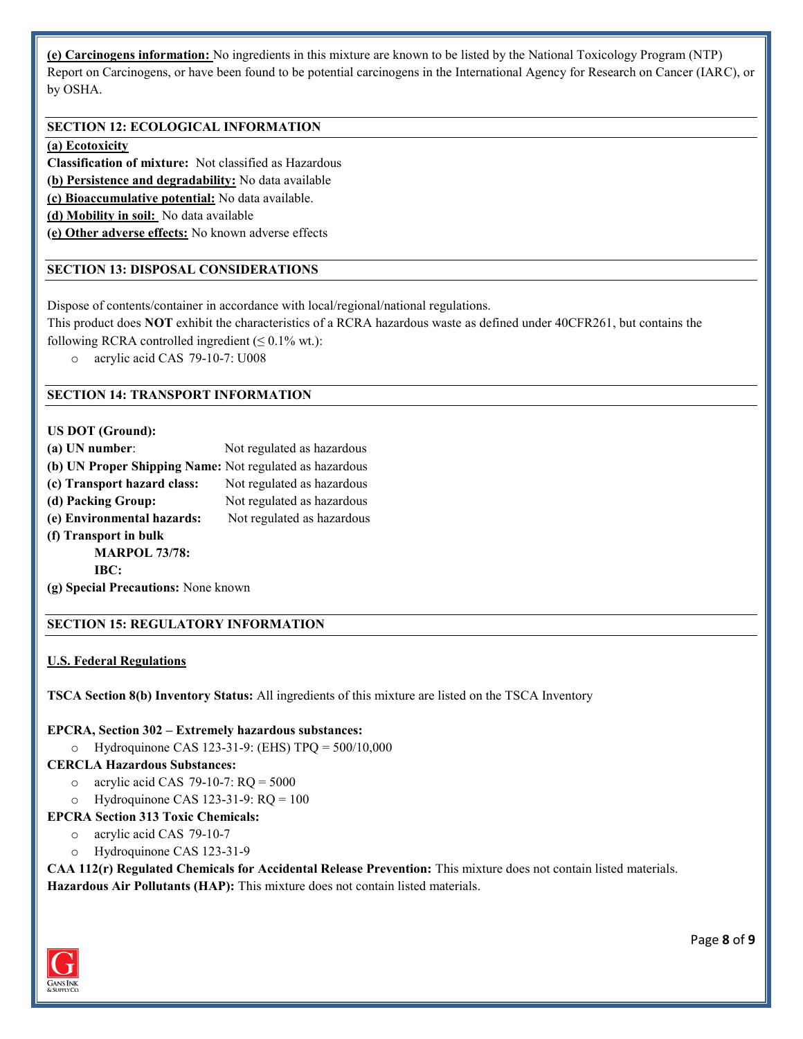**(e) Carcinogens information:** No ingredients in this mixture are known to be listed by the National Toxicology Program (NTP) Report on Carcinogens, or have been found to be potential carcinogens in the International Agency for Research on Cancer (IARC), or by OSHA.

## SECTION 12: ECOLOGICAL INFORMATION

**(a) Ecotoxicity**

**Classification of mixture:** Not classified as Hazardous

**(b) Persistence and degradability:** No data available

**(c) Bioaccumulative potential:** No data available.

**(d) Mobility in soil:** No data available

**(e) Other adverse effects:** No known adverse effects

## SECTION 13: DISPOSAL CONSIDERATIONS

Dispose of contents/container in accordance with local/regional/national regulations.

This product does **NOT** exhibit the characteristics of a RCRA hazardous waste as defined under 40CFR261, but contains the following RCRA controlled ingredient (≤ 0.1% wt.):

- acrylic acid CAS 79-10-7: U008

## SECTION 14: TRANSPORT INFORMATION

**US DOT (Ground):**

**(a) UN number**: Not regulated as hazardous

**(b) UN Proper Shipping Name:** Not regulated as hazardous

**(c) Transport hazard class:** Not regulated as hazardous

**(d) Packing Group:** Not regulated as hazardous

**(e) Environmental hazards:** Not regulated as hazardous

**(f) Transport in bulk**

**MARPOL 73/78:**

**IBC:**

**(g) Special Precautions:** None known

## SECTION 15: REGULATORY INFORMATION

**U.S. Federal Regulations**

**TSCA Section 8(b) Inventory Status:** All ingredients of this mixture are listed on the TSCA Inventory

**EPCRA, Section 302 – Extremely hazardous substances:**

- Hydroquinone CAS 123-31-9: (EHS) TPQ = 500/10,000

**CERCLA Hazardous Substances:**

- acrylic acid CAS 79-10-7: RQ = 5000
- Hydroquinone CAS 123-31-9: RQ = 100

**EPCRA Section 313 Toxic Chemicals:**

- acrylic acid CAS 79-10-7
- Hydroquinone CAS 123-31-9

**CAA 112(r) Regulated Chemicals for Accidental Release Prevention:** This mixture does not contain listed materials.

**Hazardous Air Pollutants (HAP):** This mixture does not contain listed materials.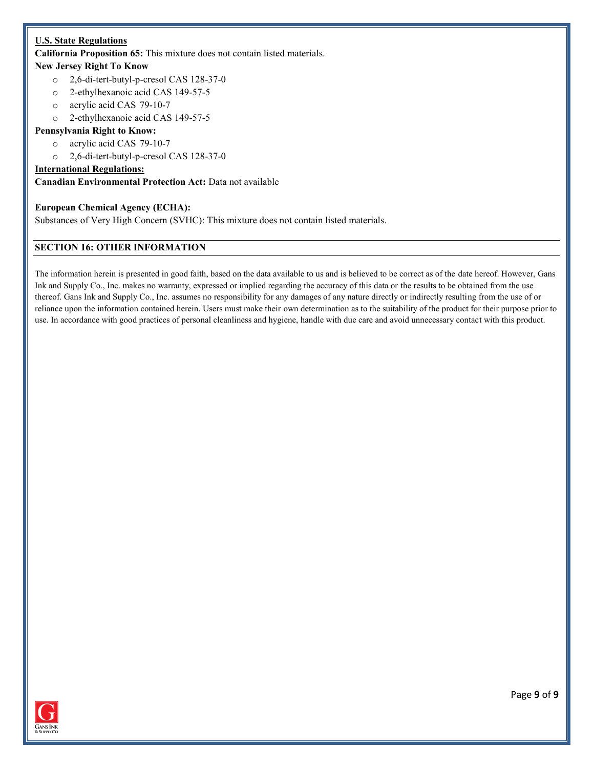**U.S. State Regulations**

**California Proposition 65:** This mixture does not contain listed materials.

**New Jersey Right To Know**

- 2,6-di-tert-butyl-p-cresol CAS 128-37-0
- 2-ethylhexanoic acid CAS 149-57-5
- acrylic acid CAS 79-10-7
- 2-ethylhexanoic acid CAS 149-57-5

**Pennsylvania Right to Know:**

- acrylic acid CAS 79-10-7
- 2,6-di-tert-butyl-p-cresol CAS 128-37-0

**International Regulations:**

**Canadian Environmental Protection Act:** Data not available

**European Chemical Agency (ECHA):**

Substances of Very High Concern (SVHC): This mixture does not contain listed materials.

## SECTION 16: OTHER INFORMATION

The information herein is presented in good faith, based on the data available to us and is believed to be correct as of the date hereof. However, Gans Ink and Supply Co., Inc. makes no warranty, expressed or implied regarding the accuracy of this data or the results to be obtained from the use thereof. Gans Ink and Supply Co., Inc. assumes no responsibility for any damages of any nature directly or indirectly resulting from the use of or reliance upon the information contained herein. Users must make their own determination as to the suitability of the product for their purpose prior to use. In accordance with good practices of personal cleanliness and hygiene, handle with due care and avoid unnecessary contact with this product.